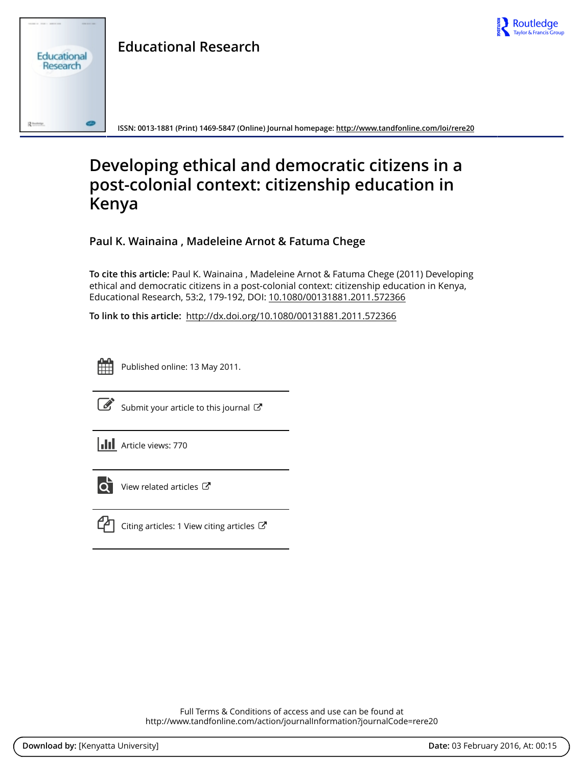Educational Research

ISSN: 0013-1881 (Print) 1469-5847 (Online) Journal homepage: http://www.tandfonline.com/loi/rere20

# Developing ethical and democratic citizens in a post-colonial context: citizenship education in Kenya

**Paul K. Wainaina , Madeleine Arnot & Fatuma Chege**

**To cite this article:** Paul K. Wainaina , Madeleine Arnot & Fatuma Chege (2011) Developing ethical and democratic citizens in a post-colonial context: citizenship education in Kenya, Educational Research, 53:2, 179-192, DOI: 10.1080/00131881.2011.572366

**To link to this article:** http://dx.doi.org/10.1080/00131881.2011.572366

Published online: 13 May 2011.

Submit your article to this journal

Article views: 770

View related articles

Citing articles: 1 View citing articles

Full Terms & Conditions of access and use can be found at
http://www.tandfonline.com/action/journalInformation?journalCode=rere20

**Download by:** [Kenyatta University] **Date:** 03 February 2016, At: 00:15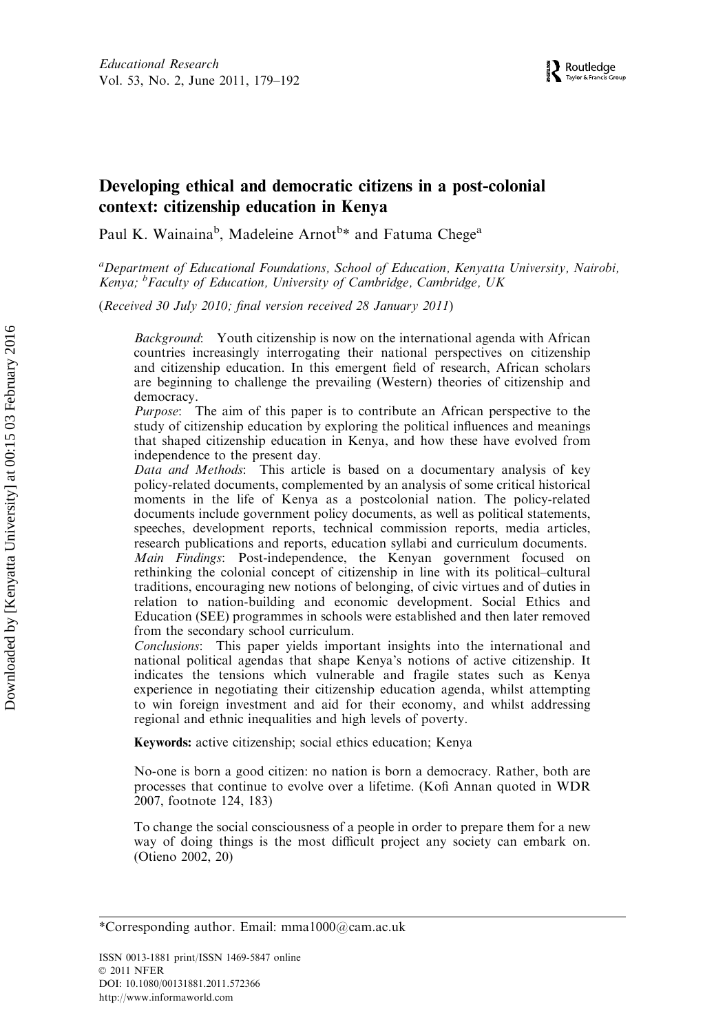# Developing ethical and democratic citizens in a post-colonial context: citizenship education in Kenya

Paul K. Wainaina[b], Madeleine Arnot[b]* and Fatuma Chege[a]

[a]*Department of Educational Foundations, School of Education, Kenyatta University, Nairobi, Kenya;* [b]*Faculty of Education, University of Cambridge, Cambridge, UK*

(*Received 30 July 2010; final version received 28 January 2011*)

*Background*: Youth citizenship is now on the international agenda with African countries increasingly interrogating their national perspectives on citizenship and citizenship education. In this emergent field of research, African scholars are beginning to challenge the prevailing (Western) theories of citizenship and democracy.
*Purpose*: The aim of this paper is to contribute an African perspective to the study of citizenship education by exploring the political influences and meanings that shaped citizenship education in Kenya, and how these have evolved from independence to the present day.
*Data and Methods*: This article is based on a documentary analysis of key policy-related documents, complemented by an analysis of some critical historical moments in the life of Kenya as a postcolonial nation. The policy-related documents include government policy documents, as well as political statements, speeches, development reports, technical commission reports, media articles, research publications and reports, education syllabi and curriculum documents.
*Main Findings*: Post-independence, the Kenyan government focused on rethinking the colonial concept of citizenship in line with its political–cultural traditions, encouraging new notions of belonging, of civic virtues and of duties in relation to nation-building and economic development. Social Ethics and Education (SEE) programmes in schools were established and then later removed from the secondary school curriculum.
*Conclusions*: This paper yields important insights into the international and national political agendas that shape Kenya's notions of active citizenship. It indicates the tensions which vulnerable and fragile states such as Kenya experience in negotiating their citizenship education agenda, whilst attempting to win foreign investment and aid for their economy, and whilst addressing regional and ethnic inequalities and high levels of poverty.

**Keywords:** active citizenship; social ethics education; Kenya

No-one is born a good citizen: no nation is born a democracy. Rather, both are processes that continue to evolve over a lifetime. (Kofi Annan quoted in WDR 2007, footnote 124, 183)

To change the social consciousness of a people in order to prepare them for a new way of doing things is the most difficult project any society can embark on. (Otieno 2002, 20)

*Corresponding author. Email: mma1000@cam.ac.uk

ISSN 0013-1881 print/ISSN 1469-5847 online
© 2011 NFER
DOI: 10.1080/00131881.2011.572366
http://www.informaworld.com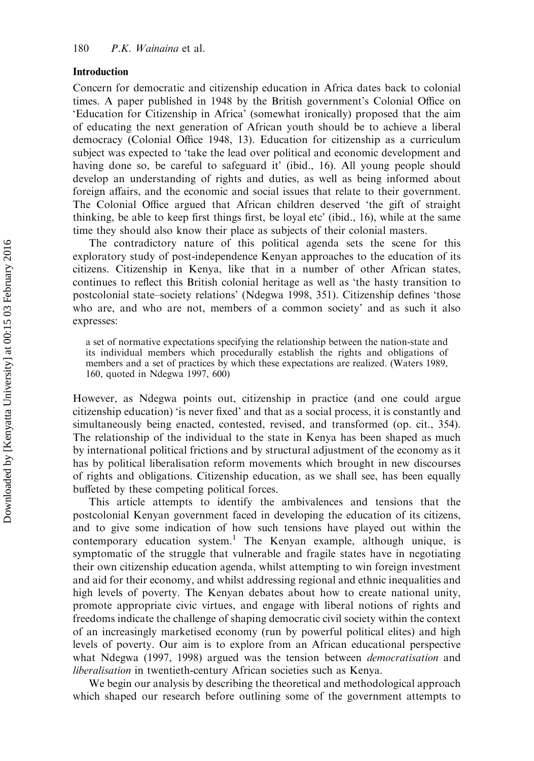## Introduction

Concern for democratic and citizenship education in Africa dates back to colonial times. A paper published in 1948 by the British government's Colonial Office on 'Education for Citizenship in Africa' (somewhat ironically) proposed that the aim of educating the next generation of African youth should be to achieve a liberal democracy (Colonial Office 1948, 13). Education for citizenship as a curriculum subject was expected to 'take the lead over political and economic development and having done so, be careful to safeguard it' (ibid., 16). All young people should develop an understanding of rights and duties, as well as being informed about foreign affairs, and the economic and social issues that relate to their government. The Colonial Office argued that African children deserved 'the gift of straight thinking, be able to keep first things first, be loyal etc' (ibid., 16), while at the same time they should also know their place as subjects of their colonial masters.

The contradictory nature of this political agenda sets the scene for this exploratory study of post-independence Kenyan approaches to the education of its citizens. Citizenship in Kenya, like that in a number of other African states, continues to reflect this British colonial heritage as well as 'the hasty transition to postcolonial state–society relations' (Ndegwa 1998, 351). Citizenship defines 'those who are, and who are not, members of a common society' and as such it also expresses:

> a set of normative expectations specifying the relationship between the nation-state and its individual members which procedurally establish the rights and obligations of members and a set of practices by which these expectations are realized. (Waters 1989, 160, quoted in Ndegwa 1997, 600)

However, as Ndegwa points out, citizenship in practice (and one could argue citizenship education) 'is never fixed' and that as a social process, it is constantly and simultaneously being enacted, contested, revised, and transformed (op. cit., 354). The relationship of the individual to the state in Kenya has been shaped as much by international political frictions and by structural adjustment of the economy as it has by political liberalisation reform movements which brought in new discourses of rights and obligations. Citizenship education, as we shall see, has been equally buffeted by these competing political forces.

This article attempts to identify the ambivalences and tensions that the postcolonial Kenyan government faced in developing the education of its citizens, and to give some indication of how such tensions have played out within the contemporary education system.[1] The Kenyan example, although unique, is symptomatic of the struggle that vulnerable and fragile states have in negotiating their own citizenship education agenda, whilst attempting to win foreign investment and aid for their economy, and whilst addressing regional and ethnic inequalities and high levels of poverty. The Kenyan debates about how to create national unity, promote appropriate civic virtues, and engage with liberal notions of rights and freedoms indicate the challenge of shaping democratic civil society within the context of an increasingly marketised economy (run by powerful political elites) and high levels of poverty. Our aim is to explore from an African educational perspective what Ndegwa (1997, 1998) argued was the tension between *democratisation* and *liberalisation* in twentieth-century African societies such as Kenya.

We begin our analysis by describing the theoretical and methodological approach which shaped our research before outlining some of the government attempts to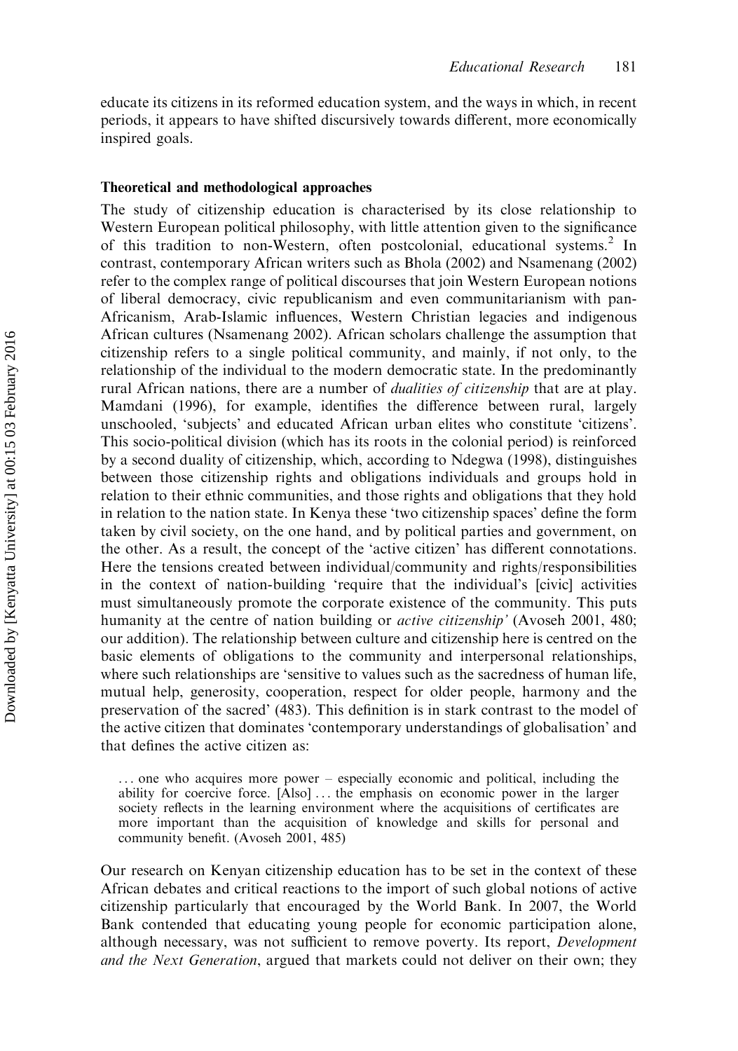educate its citizens in its reformed education system, and the ways in which, in recent periods, it appears to have shifted discursively towards different, more economically inspired goals.

### Theoretical and methodological approaches

The study of citizenship education is characterised by its close relationship to Western European political philosophy, with little attention given to the significance of this tradition to non-Western, often postcolonial, educational systems.[2] In contrast, contemporary African writers such as Bhola (2002) and Nsamenang (2002) refer to the complex range of political discourses that join Western European notions of liberal democracy, civic republicanism and even communitarianism with pan-Africanism, Arab-Islamic influences, Western Christian legacies and indigenous African cultures (Nsamenang 2002). African scholars challenge the assumption that citizenship refers to a single political community, and mainly, if not only, to the relationship of the individual to the modern democratic state. In the predominantly rural African nations, there are a number of *dualities of citizenship* that are at play. Mamdani (1996), for example, identifies the difference between rural, largely unschooled, 'subjects' and educated African urban elites who constitute 'citizens'. This socio-political division (which has its roots in the colonial period) is reinforced by a second duality of citizenship, which, according to Ndegwa (1998), distinguishes between those citizenship rights and obligations individuals and groups hold in relation to their ethnic communities, and those rights and obligations that they hold in relation to the nation state. In Kenya these 'two citizenship spaces' define the form taken by civil society, on the one hand, and by political parties and government, on the other. As a result, the concept of the 'active citizen' has different connotations. Here the tensions created between individual/community and rights/responsibilities in the context of nation-building 'require that the individual's [civic] activities must simultaneously promote the corporate existence of the community. This puts humanity at the centre of nation building or *active citizenship'* (Avoseh 2001, 480; our addition). The relationship between culture and citizenship here is centred on the basic elements of obligations to the community and interpersonal relationships, where such relationships are 'sensitive to values such as the sacredness of human life, mutual help, generosity, cooperation, respect for older people, harmony and the preservation of the sacred' (483). This definition is in stark contrast to the model of the active citizen that dominates 'contemporary understandings of globalisation' and that defines the active citizen as:

> ... one who acquires more power – especially economic and political, including the ability for coercive force. [Also] ... the emphasis on economic power in the larger society reflects in the learning environment where the acquisitions of certificates are more important than the acquisition of knowledge and skills for personal and community benefit. (Avoseh 2001, 485)

Our research on Kenyan citizenship education has to be set in the context of these African debates and critical reactions to the import of such global notions of active citizenship particularly that encouraged by the World Bank. In 2007, the World Bank contended that educating young people for economic participation alone, although necessary, was not sufficient to remove poverty. Its report, *Development and the Next Generation*, argued that markets could not deliver on their own; they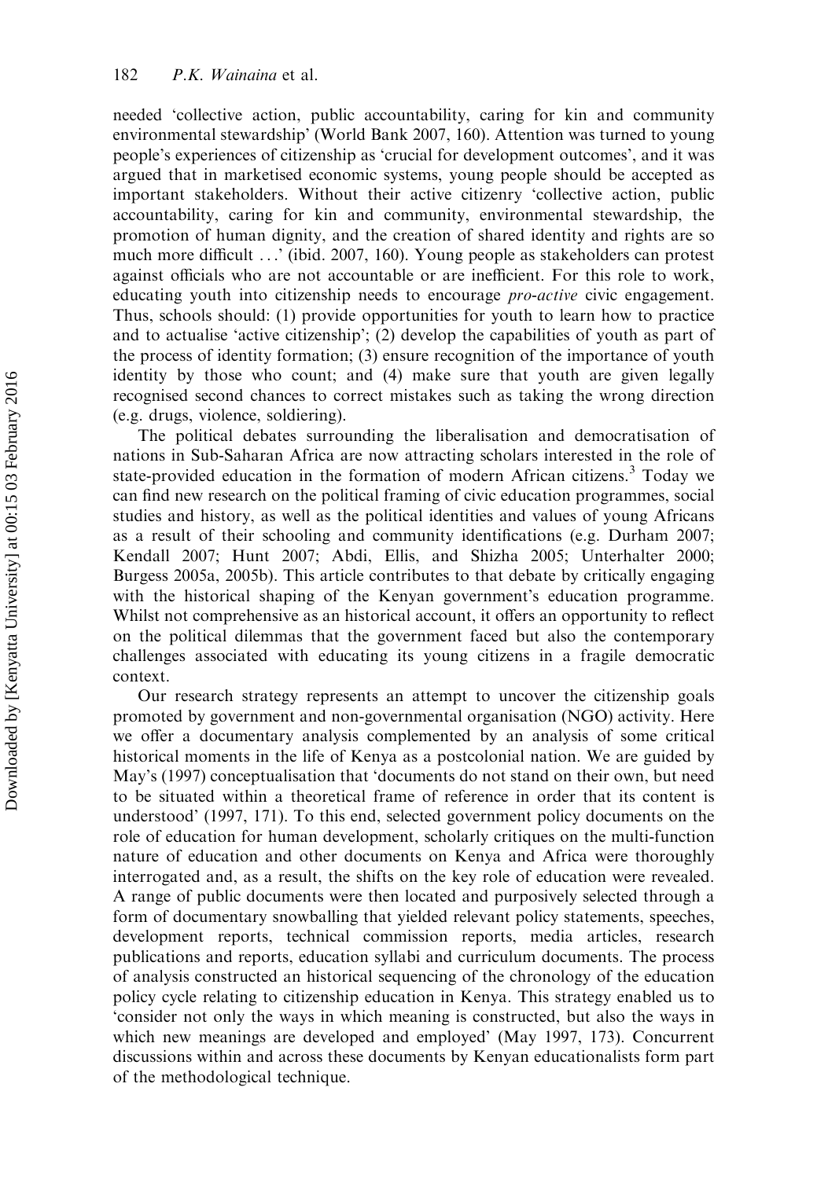needed 'collective action, public accountability, caring for kin and community environmental stewardship' (World Bank 2007, 160). Attention was turned to young people's experiences of citizenship as 'crucial for development outcomes', and it was argued that in marketised economic systems, young people should be accepted as important stakeholders. Without their active citizenry 'collective action, public accountability, caring for kin and community, environmental stewardship, the promotion of human dignity, and the creation of shared identity and rights are so much more difficult . . .' (ibid. 2007, 160). Young people as stakeholders can protest against officials who are not accountable or are inefficient. For this role to work, educating youth into citizenship needs to encourage *pro-active* civic engagement. Thus, schools should: (1) provide opportunities for youth to learn how to practice and to actualise 'active citizenship'; (2) develop the capabilities of youth as part of the process of identity formation; (3) ensure recognition of the importance of youth identity by those who count; and (4) make sure that youth are given legally recognised second chances to correct mistakes such as taking the wrong direction (e.g. drugs, violence, soldiering).

The political debates surrounding the liberalisation and democratisation of nations in Sub-Saharan Africa are now attracting scholars interested in the role of state-provided education in the formation of modern African citizens.[3] Today we can find new research on the political framing of civic education programmes, social studies and history, as well as the political identities and values of young Africans as a result of their schooling and community identifications (e.g. Durham 2007; Kendall 2007; Hunt 2007; Abdi, Ellis, and Shizha 2005; Unterhalter 2000; Burgess 2005a, 2005b). This article contributes to that debate by critically engaging with the historical shaping of the Kenyan government's education programme. Whilst not comprehensive as an historical account, it offers an opportunity to reflect on the political dilemmas that the government faced but also the contemporary challenges associated with educating its young citizens in a fragile democratic context.

Our research strategy represents an attempt to uncover the citizenship goals promoted by government and non-governmental organisation (NGO) activity. Here we offer a documentary analysis complemented by an analysis of some critical historical moments in the life of Kenya as a postcolonial nation. We are guided by May's (1997) conceptualisation that 'documents do not stand on their own, but need to be situated within a theoretical frame of reference in order that its content is understood' (1997, 171). To this end, selected government policy documents on the role of education for human development, scholarly critiques on the multi-function nature of education and other documents on Kenya and Africa were thoroughly interrogated and, as a result, the shifts on the key role of education were revealed. A range of public documents were then located and purposively selected through a form of documentary snowballing that yielded relevant policy statements, speeches, development reports, technical commission reports, media articles, research publications and reports, education syllabi and curriculum documents. The process of analysis constructed an historical sequencing of the chronology of the education policy cycle relating to citizenship education in Kenya. This strategy enabled us to 'consider not only the ways in which meaning is constructed, but also the ways in which new meanings are developed and employed' (May 1997, 173). Concurrent discussions within and across these documents by Kenyan educationalists form part of the methodological technique.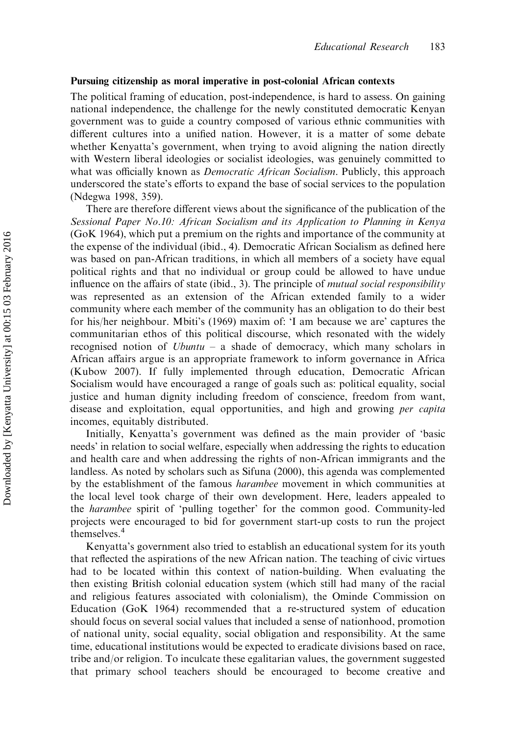### Pursuing citizenship as moral imperative in post-colonial African contexts

The political framing of education, post-independence, is hard to assess. On gaining national independence, the challenge for the newly constituted democratic Kenyan government was to guide a country composed of various ethnic communities with different cultures into a unified nation. However, it is a matter of some debate whether Kenyatta's government, when trying to avoid aligning the nation directly with Western liberal ideologies or socialist ideologies, was genuinely committed to what was officially known as *Democratic African Socialism*. Publicly, this approach underscored the state's efforts to expand the base of social services to the population (Ndegwa 1998, 359).

There are therefore different views about the significance of the publication of the *Sessional Paper No.10: African Socialism and its Application to Planning in Kenya* (GoK 1964), which put a premium on the rights and importance of the community at the expense of the individual (ibid., 4). Democratic African Socialism as defined here was based on pan-African traditions, in which all members of a society have equal political rights and that no individual or group could be allowed to have undue influence on the affairs of state (ibid., 3). The principle of *mutual social responsibility* was represented as an extension of the African extended family to a wider community where each member of the community has an obligation to do their best for his/her neighbour. Mbiti's (1969) maxim of: 'I am because we are' captures the communitarian ethos of this political discourse, which resonated with the widely recognised notion of *Ubuntu* – a shade of democracy, which many scholars in African affairs argue is an appropriate framework to inform governance in Africa (Kubow 2007). If fully implemented through education, Democratic African Socialism would have encouraged a range of goals such as: political equality, social justice and human dignity including freedom of conscience, freedom from want, disease and exploitation, equal opportunities, and high and growing *per capita* incomes, equitably distributed.

Initially, Kenyatta's government was defined as the main provider of 'basic needs' in relation to social welfare, especially when addressing the rights to education and health care and when addressing the rights of non-African immigrants and the landless. As noted by scholars such as Sifuna (2000), this agenda was complemented by the establishment of the famous *harambee* movement in which communities at the local level took charge of their own development. Here, leaders appealed to the *harambee* spirit of 'pulling together' for the common good. Community-led projects were encouraged to bid for government start-up costs to run the project themselves.[4]

Kenyatta's government also tried to establish an educational system for its youth that reflected the aspirations of the new African nation. The teaching of civic virtues had to be located within this context of nation-building. When evaluating the then existing British colonial education system (which still had many of the racial and religious features associated with colonialism), the Ominde Commission on Education (GoK 1964) recommended that a re-structured system of education should focus on several social values that included a sense of nationhood, promotion of national unity, social equality, social obligation and responsibility. At the same time, educational institutions would be expected to eradicate divisions based on race, tribe and/or religion. To inculcate these egalitarian values, the government suggested that primary school teachers should be encouraged to become creative and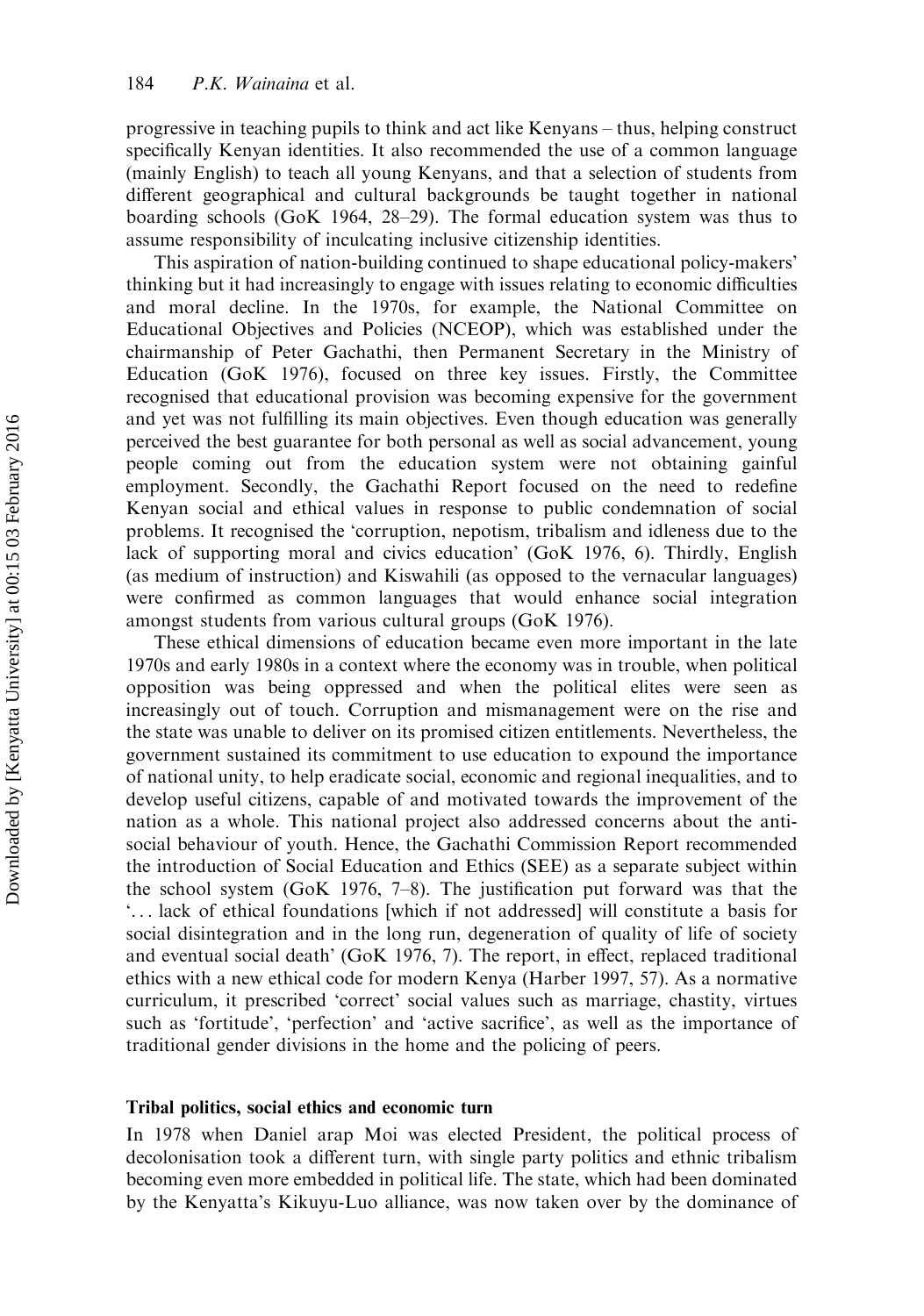progressive in teaching pupils to think and act like Kenyans – thus, helping construct specifically Kenyan identities. It also recommended the use of a common language (mainly English) to teach all young Kenyans, and that a selection of students from different geographical and cultural backgrounds be taught together in national boarding schools (GoK 1964, 28–29). The formal education system was thus to assume responsibility of inculcating inclusive citizenship identities.

This aspiration of nation-building continued to shape educational policy-makers' thinking but it had increasingly to engage with issues relating to economic difficulties and moral decline. In the 1970s, for example, the National Committee on Educational Objectives and Policies (NCEOP), which was established under the chairmanship of Peter Gachathi, then Permanent Secretary in the Ministry of Education (GoK 1976), focused on three key issues. Firstly, the Committee recognised that educational provision was becoming expensive for the government and yet was not fulfilling its main objectives. Even though education was generally perceived the best guarantee for both personal as well as social advancement, young people coming out from the education system were not obtaining gainful employment. Secondly, the Gachathi Report focused on the need to redefine Kenyan social and ethical values in response to public condemnation of social problems. It recognised the 'corruption, nepotism, tribalism and idleness due to the lack of supporting moral and civics education' (GoK 1976, 6). Thirdly, English (as medium of instruction) and Kiswahili (as opposed to the vernacular languages) were confirmed as common languages that would enhance social integration amongst students from various cultural groups (GoK 1976).

These ethical dimensions of education became even more important in the late 1970s and early 1980s in a context where the economy was in trouble, when political opposition was being oppressed and when the political elites were seen as increasingly out of touch. Corruption and mismanagement were on the rise and the state was unable to deliver on its promised citizen entitlements. Nevertheless, the government sustained its commitment to use education to expound the importance of national unity, to help eradicate social, economic and regional inequalities, and to develop useful citizens, capable of and motivated towards the improvement of the nation as a whole. This national project also addressed concerns about the anti-social behaviour of youth. Hence, the Gachathi Commission Report recommended the introduction of Social Education and Ethics (SEE) as a separate subject within the school system (GoK 1976, 7–8). The justification put forward was that the '... lack of ethical foundations [which if not addressed] will constitute a basis for social disintegration and in the long run, degeneration of quality of life of society and eventual social death' (GoK 1976, 7). The report, in effect, replaced traditional ethics with a new ethical code for modern Kenya (Harber 1997, 57). As a normative curriculum, it prescribed 'correct' social values such as marriage, chastity, virtues such as 'fortitude', 'perfection' and 'active sacrifice', as well as the importance of traditional gender divisions in the home and the policing of peers.

### Tribal politics, social ethics and economic turn

In 1978 when Daniel arap Moi was elected President, the political process of decolonisation took a different turn, with single party politics and ethnic tribalism becoming even more embedded in political life. The state, which had been dominated by the Kenyatta's Kikuyu-Luo alliance, was now taken over by the dominance of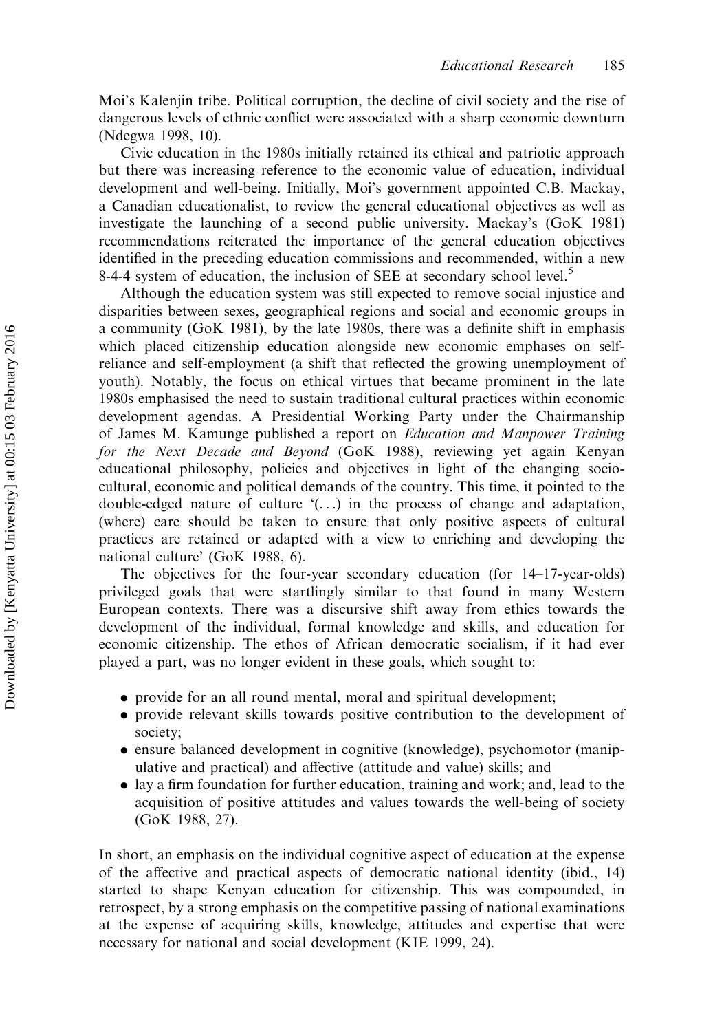Moi's Kalenjin tribe. Political corruption, the decline of civil society and the rise of dangerous levels of ethnic conflict were associated with a sharp economic downturn (Ndegwa 1998, 10).

Civic education in the 1980s initially retained its ethical and patriotic approach but there was increasing reference to the economic value of education, individual development and well-being. Initially, Moi's government appointed C.B. Mackay, a Canadian educationalist, to review the general educational objectives as well as investigate the launching of a second public university. Mackay's (GoK 1981) recommendations reiterated the importance of the general education objectives identified in the preceding education commissions and recommended, within a new 8-4-4 system of education, the inclusion of SEE at secondary school level.[5]

Although the education system was still expected to remove social injustice and disparities between sexes, geographical regions and social and economic groups in a community (GoK 1981), by the late 1980s, there was a definite shift in emphasis which placed citizenship education alongside new economic emphases on self-reliance and self-employment (a shift that reflected the growing unemployment of youth). Notably, the focus on ethical virtues that became prominent in the late 1980s emphasised the need to sustain traditional cultural practices within economic development agendas. A Presidential Working Party under the Chairmanship of James M. Kamunge published a report on *Education and Manpower Training for the Next Decade and Beyond* (GoK 1988), reviewing yet again Kenyan educational philosophy, policies and objectives in light of the changing socio-cultural, economic and political demands of the country. This time, it pointed to the double-edged nature of culture '(...) in the process of change and adaptation, (where) care should be taken to ensure that only positive aspects of cultural practices are retained or adapted with a view to enriching and developing the national culture' (GoK 1988, 6).

The objectives for the four-year secondary education (for 14–17-year-olds) privileged goals that were startlingly similar to that found in many Western European contexts. There was a discursive shift away from ethics towards the development of the individual, formal knowledge and skills, and education for economic citizenship. The ethos of African democratic socialism, if it had ever played a part, was no longer evident in these goals, which sought to:

- provide for an all round mental, moral and spiritual development;
- provide relevant skills towards positive contribution to the development of society;
- ensure balanced development in cognitive (knowledge), psychomotor (manipulative and practical) and affective (attitude and value) skills; and
- lay a firm foundation for further education, training and work; and, lead to the acquisition of positive attitudes and values towards the well-being of society (GoK 1988, 27).

In short, an emphasis on the individual cognitive aspect of education at the expense of the affective and practical aspects of democratic national identity (ibid., 14) started to shape Kenyan education for citizenship. This was compounded, in retrospect, by a strong emphasis on the competitive passing of national examinations at the expense of acquiring skills, knowledge, attitudes and expertise that were necessary for national and social development (KIE 1999, 24).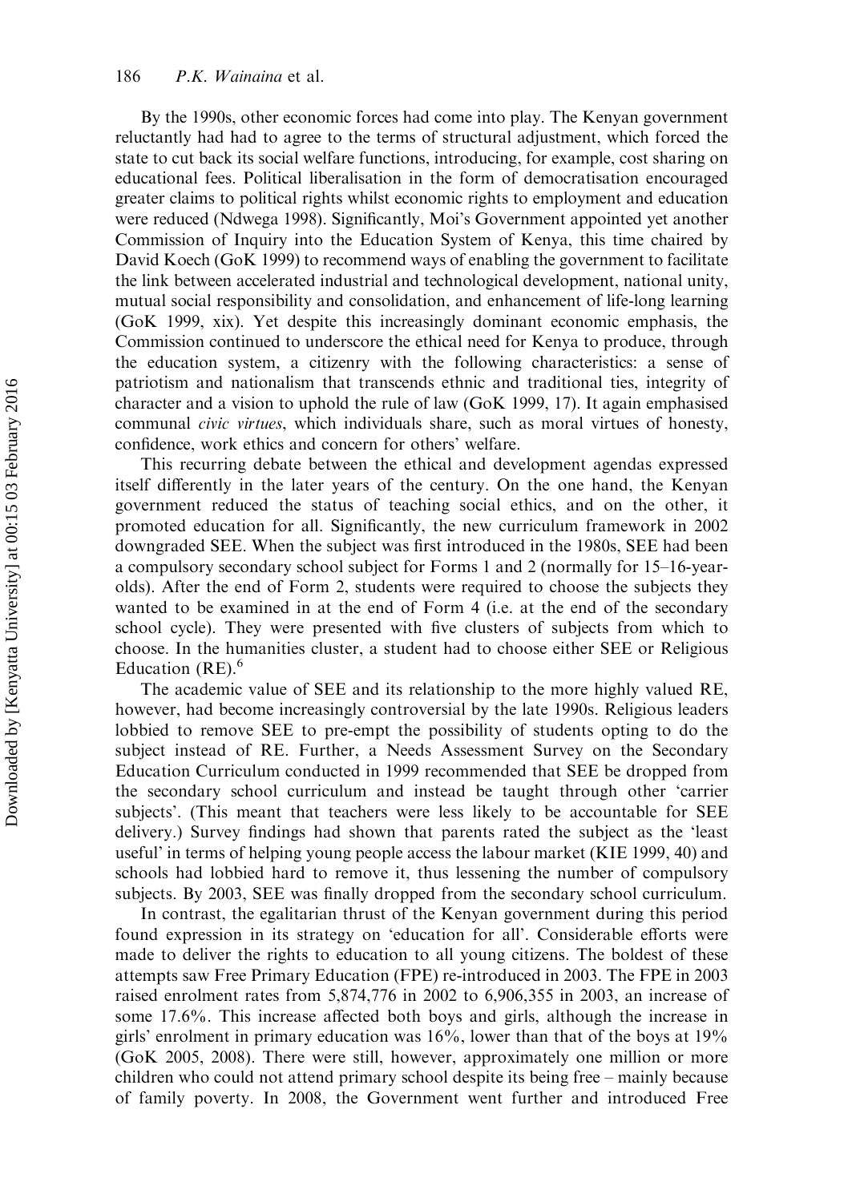By the 1990s, other economic forces had come into play. The Kenyan government reluctantly had had to agree to the terms of structural adjustment, which forced the state to cut back its social welfare functions, introducing, for example, cost sharing on educational fees. Political liberalisation in the form of democratisation encouraged greater claims to political rights whilst economic rights to employment and education were reduced (Ndwega 1998). Significantly, Moi's Government appointed yet another Commission of Inquiry into the Education System of Kenya, this time chaired by David Koech (GoK 1999) to recommend ways of enabling the government to facilitate the link between accelerated industrial and technological development, national unity, mutual social responsibility and consolidation, and enhancement of life-long learning (GoK 1999, xix). Yet despite this increasingly dominant economic emphasis, the Commission continued to underscore the ethical need for Kenya to produce, through the education system, a citizenry with the following characteristics: a sense of patriotism and nationalism that transcends ethnic and traditional ties, integrity of character and a vision to uphold the rule of law (GoK 1999, 17). It again emphasised communal *civic virtues*, which individuals share, such as moral virtues of honesty, confidence, work ethics and concern for others' welfare.

This recurring debate between the ethical and development agendas expressed itself differently in the later years of the century. On the one hand, the Kenyan government reduced the status of teaching social ethics, and on the other, it promoted education for all. Significantly, the new curriculum framework in 2002 downgraded SEE. When the subject was first introduced in the 1980s, SEE had been a compulsory secondary school subject for Forms 1 and 2 (normally for 15–16-year-olds). After the end of Form 2, students were required to choose the subjects they wanted to be examined in at the end of Form 4 (i.e. at the end of the secondary school cycle). They were presented with five clusters of subjects from which to choose. In the humanities cluster, a student had to choose either SEE or Religious Education (RE).[6]

The academic value of SEE and its relationship to the more highly valued RE, however, had become increasingly controversial by the late 1990s. Religious leaders lobbied to remove SEE to pre-empt the possibility of students opting to do the subject instead of RE. Further, a Needs Assessment Survey on the Secondary Education Curriculum conducted in 1999 recommended that SEE be dropped from the secondary school curriculum and instead be taught through other 'carrier subjects'. (This meant that teachers were less likely to be accountable for SEE delivery.) Survey findings had shown that parents rated the subject as the 'least useful' in terms of helping young people access the labour market (KIE 1999, 40) and schools had lobbied hard to remove it, thus lessening the number of compulsory subjects. By 2003, SEE was finally dropped from the secondary school curriculum.

In contrast, the egalitarian thrust of the Kenyan government during this period found expression in its strategy on 'education for all'. Considerable efforts were made to deliver the rights to education to all young citizens. The boldest of these attempts saw Free Primary Education (FPE) re-introduced in 2003. The FPE in 2003 raised enrolment rates from 5,874,776 in 2002 to 6,906,355 in 2003, an increase of some 17.6%. This increase affected both boys and girls, although the increase in girls' enrolment in primary education was 16%, lower than that of the boys at 19% (GoK 2005, 2008). There were still, however, approximately one million or more children who could not attend primary school despite its being free – mainly because of family poverty. In 2008, the Government went further and introduced Free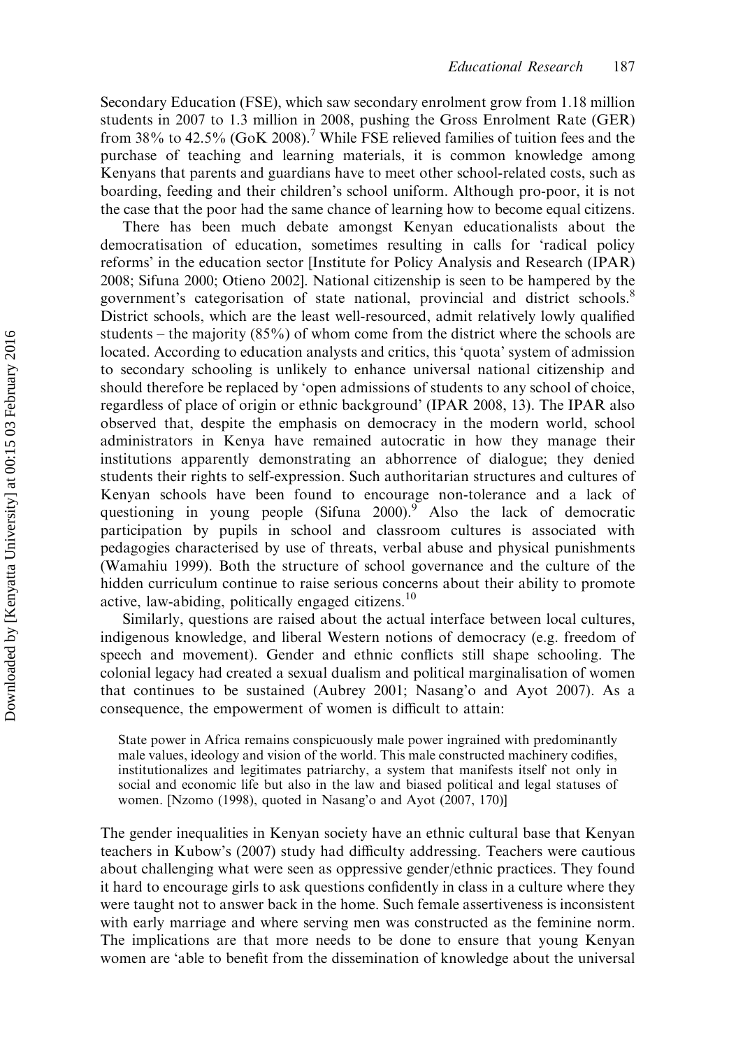Secondary Education (FSE), which saw secondary enrolment grow from 1.18 million students in 2007 to 1.3 million in 2008, pushing the Gross Enrolment Rate (GER) from 38% to 42.5% (GoK 2008).[7] While FSE relieved families of tuition fees and the purchase of teaching and learning materials, it is common knowledge among Kenyans that parents and guardians have to meet other school-related costs, such as boarding, feeding and their children's school uniform. Although pro-poor, it is not the case that the poor had the same chance of learning how to become equal citizens.

There has been much debate amongst Kenyan educationalists about the democratisation of education, sometimes resulting in calls for 'radical policy reforms' in the education sector [Institute for Policy Analysis and Research (IPAR) 2008; Sifuna 2000; Otieno 2002]. National citizenship is seen to be hampered by the government's categorisation of state national, provincial and district schools.[8] District schools, which are the least well-resourced, admit relatively lowly qualified students – the majority (85%) of whom come from the district where the schools are located. According to education analysts and critics, this 'quota' system of admission to secondary schooling is unlikely to enhance universal national citizenship and should therefore be replaced by 'open admissions of students to any school of choice, regardless of place of origin or ethnic background' (IPAR 2008, 13). The IPAR also observed that, despite the emphasis on democracy in the modern world, school administrators in Kenya have remained autocratic in how they manage their institutions apparently demonstrating an abhorrence of dialogue; they denied students their rights to self-expression. Such authoritarian structures and cultures of Kenyan schools have been found to encourage non-tolerance and a lack of questioning in young people (Sifuna 2000).[9] Also the lack of democratic participation by pupils in school and classroom cultures is associated with pedagogies characterised by use of threats, verbal abuse and physical punishments (Wamahiu 1999). Both the structure of school governance and the culture of the hidden curriculum continue to raise serious concerns about their ability to promote active, law-abiding, politically engaged citizens.[10]

Similarly, questions are raised about the actual interface between local cultures, indigenous knowledge, and liberal Western notions of democracy (e.g. freedom of speech and movement). Gender and ethnic conflicts still shape schooling. The colonial legacy had created a sexual dualism and political marginalisation of women that continues to be sustained (Aubrey 2001; Nasang'o and Ayot 2007). As a consequence, the empowerment of women is difficult to attain:

> State power in Africa remains conspicuously male power ingrained with predominantly male values, ideology and vision of the world. This male constructed machinery codifies, institutionalizes and legitimates patriarchy, a system that manifests itself not only in social and economic life but also in the law and biased political and legal statuses of women. [Nzomo (1998), quoted in Nasang'o and Ayot (2007, 170)]

The gender inequalities in Kenyan society have an ethnic cultural base that Kenyan teachers in Kubow's (2007) study had difficulty addressing. Teachers were cautious about challenging what were seen as oppressive gender/ethnic practices. They found it hard to encourage girls to ask questions confidently in class in a culture where they were taught not to answer back in the home. Such female assertiveness is inconsistent with early marriage and where serving men was constructed as the feminine norm. The implications are that more needs to be done to ensure that young Kenyan women are 'able to benefit from the dissemination of knowledge about the universal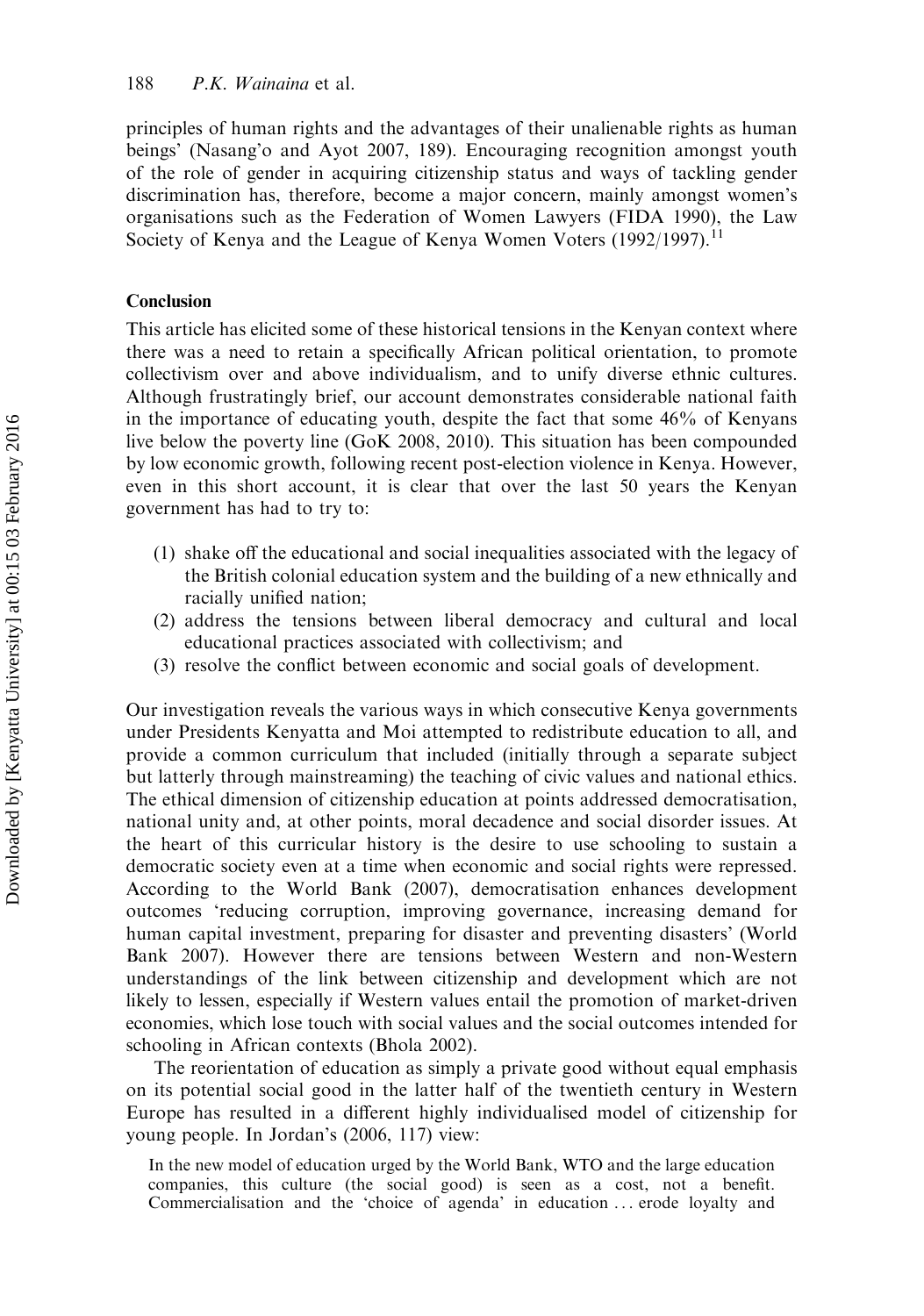principles of human rights and the advantages of their unalienable rights as human beings' (Nasang'o and Ayot 2007, 189). Encouraging recognition amongst youth of the role of gender in acquiring citizenship status and ways of tackling gender discrimination has, therefore, become a major concern, mainly amongst women's organisations such as the Federation of Women Lawyers (FIDA 1990), the Law Society of Kenya and the League of Kenya Women Voters (1992/1997).[11]

## Conclusion

This article has elicited some of these historical tensions in the Kenyan context where there was a need to retain a specifically African political orientation, to promote collectivism over and above individualism, and to unify diverse ethnic cultures. Although frustratingly brief, our account demonstrates considerable national faith in the importance of educating youth, despite the fact that some 46% of Kenyans live below the poverty line (GoK 2008, 2010). This situation has been compounded by low economic growth, following recent post-election violence in Kenya. However, even in this short account, it is clear that over the last 50 years the Kenyan government has had to try to:

(1) shake off the educational and social inequalities associated with the legacy of the British colonial education system and the building of a new ethnically and racially unified nation;
(2) address the tensions between liberal democracy and cultural and local educational practices associated with collectivism; and
(3) resolve the conflict between economic and social goals of development.

Our investigation reveals the various ways in which consecutive Kenya governments under Presidents Kenyatta and Moi attempted to redistribute education to all, and provide a common curriculum that included (initially through a separate subject but latterly through mainstreaming) the teaching of civic values and national ethics. The ethical dimension of citizenship education at points addressed democratisation, national unity and, at other points, moral decadence and social disorder issues. At the heart of this curricular history is the desire to use schooling to sustain a democratic society even at a time when economic and social rights were repressed. According to the World Bank (2007), democratisation enhances development outcomes 'reducing corruption, improving governance, increasing demand for human capital investment, preparing for disaster and preventing disasters' (World Bank 2007). However there are tensions between Western and non-Western understandings of the link between citizenship and development which are not likely to lessen, especially if Western values entail the promotion of market-driven economies, which lose touch with social values and the social outcomes intended for schooling in African contexts (Bhola 2002).

The reorientation of education as simply a private good without equal emphasis on its potential social good in the latter half of the twentieth century in Western Europe has resulted in a different highly individualised model of citizenship for young people. In Jordan's (2006, 117) view:

> In the new model of education urged by the World Bank, WTO and the large education companies, this culture (the social good) is seen as a cost, not a benefit. Commercialisation and the 'choice of agenda' in education ... erode loyalty and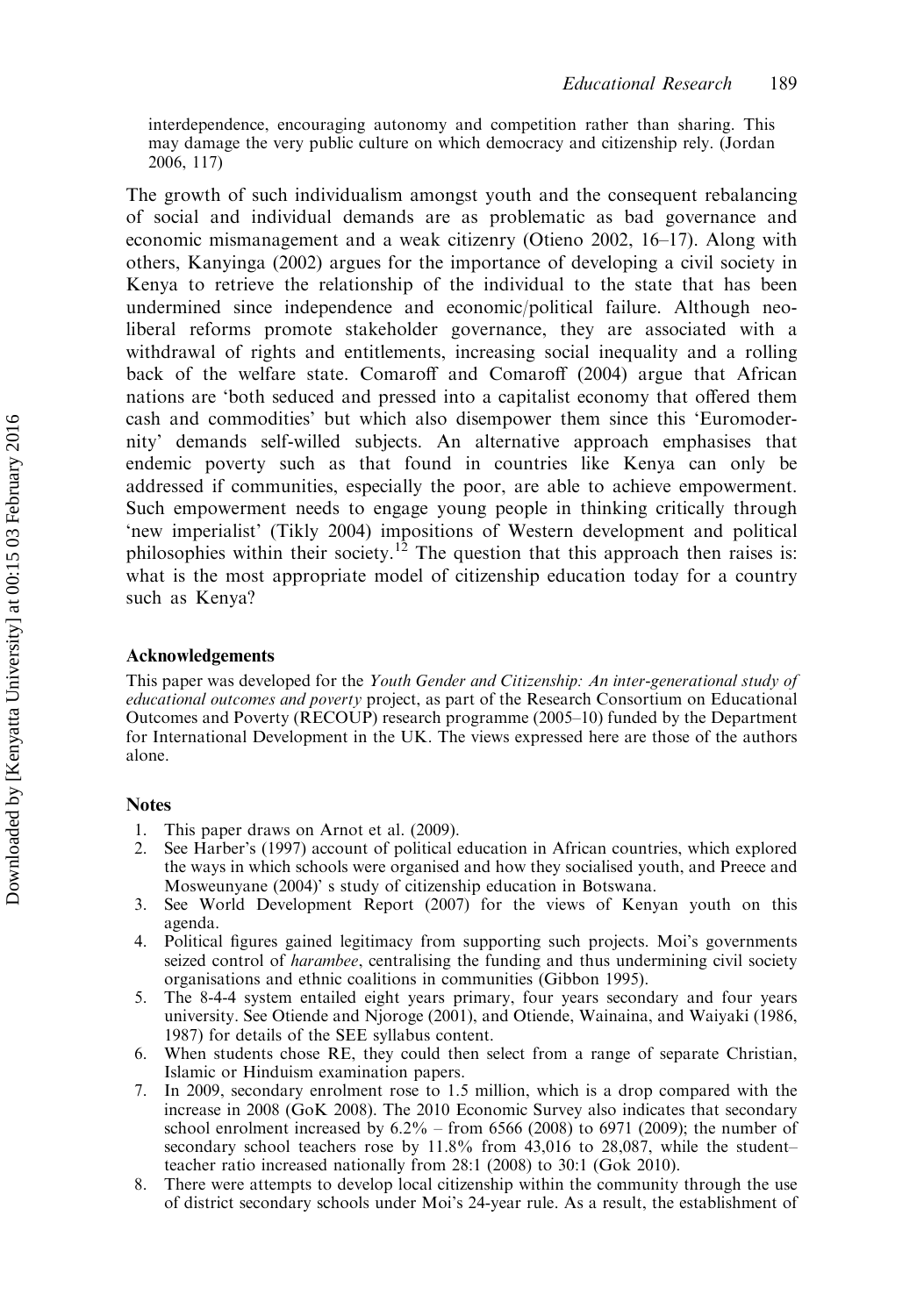interdependence, encouraging autonomy and competition rather than sharing. This may damage the very public culture on which democracy and citizenship rely. (Jordan 2006, 117)

The growth of such individualism amongst youth and the consequent rebalancing of social and individual demands are as problematic as bad governance and economic mismanagement and a weak citizenry (Otieno 2002, 16–17). Along with others, Kanyinga (2002) argues for the importance of developing a civil society in Kenya to retrieve the relationship of the individual to the state that has been undermined since independence and economic/political failure. Although neo-liberal reforms promote stakeholder governance, they are associated with a withdrawal of rights and entitlements, increasing social inequality and a rolling back of the welfare state. Comaroff and Comaroff (2004) argue that African nations are 'both seduced and pressed into a capitalist economy that offered them cash and commodities' but which also disempower them since this 'Euromodernity' demands self-willed subjects. An alternative approach emphasises that endemic poverty such as that found in countries like Kenya can only be addressed if communities, especially the poor, are able to achieve empowerment. Such empowerment needs to engage young people in thinking critically through 'new imperialist' (Tikly 2004) impositions of Western development and political philosophies within their society.[12] The question that this approach then raises is: what is the most appropriate model of citizenship education today for a country such as Kenya?

### Acknowledgements

This paper was developed for the *Youth Gender and Citizenship: An inter-generational study of educational outcomes and poverty* project, as part of the Research Consortium on Educational Outcomes and Poverty (RECOUP) research programme (2005–10) funded by the Department for International Development in the UK. The views expressed here are those of the authors alone.

### Notes

1. This paper draws on Arnot et al. (2009).
2. See Harber's (1997) account of political education in African countries, which explored the ways in which schools were organised and how they socialised youth, and Preece and Mosweunyane (2004)' s study of citizenship education in Botswana.
3. See World Development Report (2007) for the views of Kenyan youth on this agenda.
4. Political figures gained legitimacy from supporting such projects. Moi's governments seized control of *harambee*, centralising the funding and thus undermining civil society organisations and ethnic coalitions in communities (Gibbon 1995).
5. The 8-4-4 system entailed eight years primary, four years secondary and four years university. See Otiende and Njoroge (2001), and Otiende, Wainaina, and Waiyaki (1986, 1987) for details of the SEE syllabus content.
6. When students chose RE, they could then select from a range of separate Christian, Islamic or Hinduism examination papers.
7. In 2009, secondary enrolment rose to 1.5 million, which is a drop compared with the increase in 2008 (GoK 2008). The 2010 Economic Survey also indicates that secondary school enrolment increased by 6.2% – from 6566 (2008) to 6971 (2009); the number of secondary school teachers rose by 11.8% from 43,016 to 28,087, while the student–teacher ratio increased nationally from 28:1 (2008) to 30:1 (Gok 2010).
8. There were attempts to develop local citizenship within the community through the use of district secondary schools under Moi's 24-year rule. As a result, the establishment of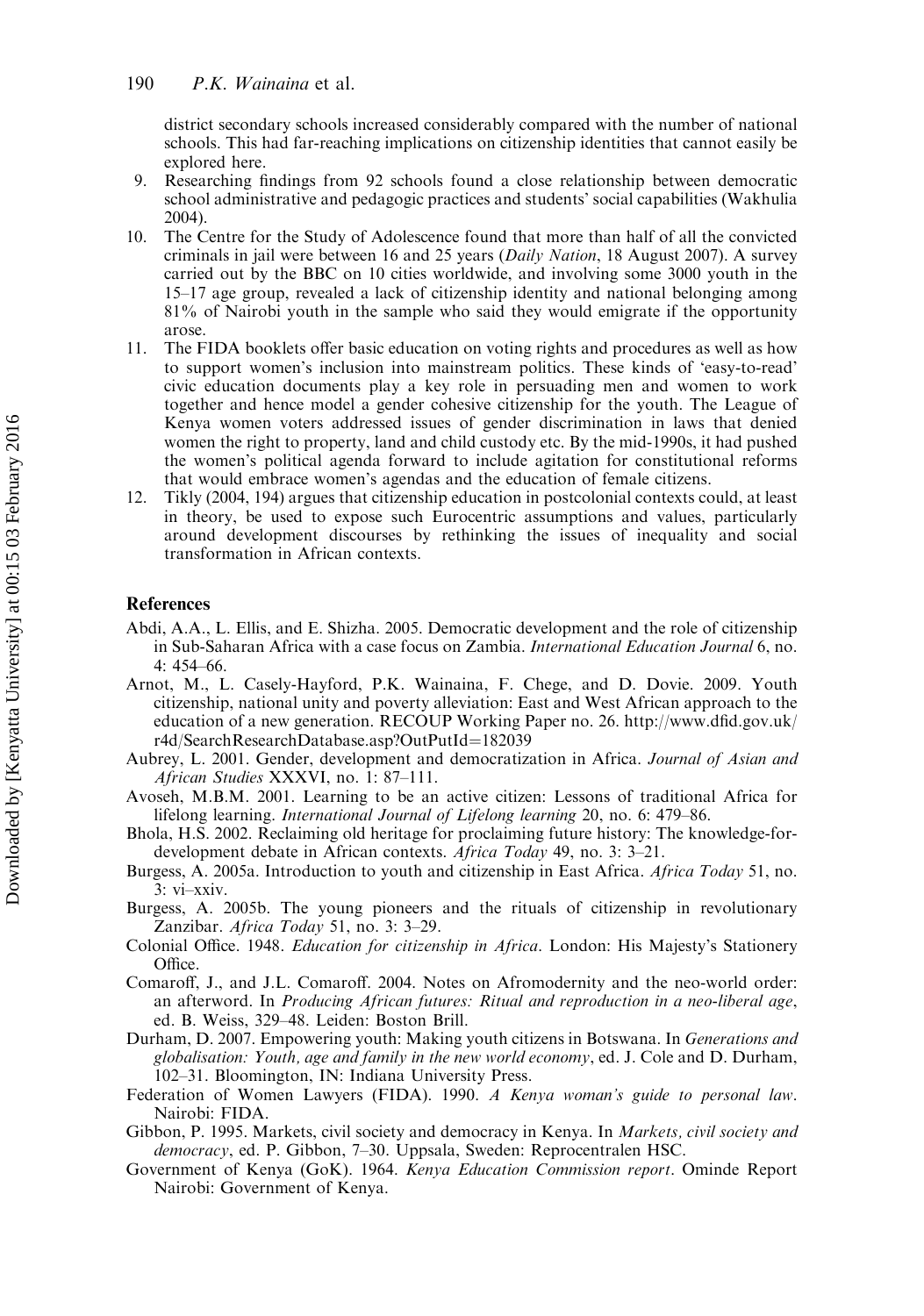district secondary schools increased considerably compared with the number of national schools. This had far-reaching implications on citizenship identities that cannot easily be explored here.

9. Researching findings from 92 schools found a close relationship between democratic school administrative and pedagogic practices and students' social capabilities (Wakhulia 2004).
10. The Centre for the Study of Adolescence found that more than half of all the convicted criminals in jail were between 16 and 25 years (*Daily Nation*, 18 August 2007). A survey carried out by the BBC on 10 cities worldwide, and involving some 3000 youth in the 15–17 age group, revealed a lack of citizenship identity and national belonging among 81% of Nairobi youth in the sample who said they would emigrate if the opportunity arose.
11. The FIDA booklets offer basic education on voting rights and procedures as well as how to support women's inclusion into mainstream politics. These kinds of 'easy-to-read' civic education documents play a key role in persuading men and women to work together and hence model a gender cohesive citizenship for the youth. The League of Kenya women voters addressed issues of gender discrimination in laws that denied women the right to property, land and child custody etc. By the mid-1990s, it had pushed the women's political agenda forward to include agitation for constitutional reforms that would embrace women's agendas and the education of female citizens.
12. Tikly (2004, 194) argues that citizenship education in postcolonial contexts could, at least in theory, be used to expose such Eurocentric assumptions and values, particularly around development discourses by rethinking the issues of inequality and social transformation in African contexts.

## References

Abdi, A.A., L. Ellis, and E. Shizha. 2005. Democratic development and the role of citizenship in Sub-Saharan Africa with a case focus on Zambia. *International Education Journal* 6, no. 4: 454–66.

Arnot, M., L. Casely-Hayford, P.K. Wainaina, F. Chege, and D. Dovie. 2009. Youth citizenship, national unity and poverty alleviation: East and West African approach to the education of a new generation. RECOUP Working Paper no. 26. http://www.dfid.gov.uk/r4d/SearchResearchDatabase.asp?OutPutId=182039

Aubrey, L. 2001. Gender, development and democratization in Africa. *Journal of Asian and African Studies* XXXVI, no. 1: 87–111.

Avoseh, M.B.M. 2001. Learning to be an active citizen: Lessons of traditional Africa for lifelong learning. *International Journal of Lifelong learning* 20, no. 6: 479–86.

Bhola, H.S. 2002. Reclaiming old heritage for proclaiming future history: The knowledge-for-development debate in African contexts. *Africa Today* 49, no. 3: 3–21.

Burgess, A. 2005a. Introduction to youth and citizenship in East Africa. *Africa Today* 51, no. 3: vi–xxiv.

Burgess, A. 2005b. The young pioneers and the rituals of citizenship in revolutionary Zanzibar. *Africa Today* 51, no. 3: 3–29.

Colonial Office. 1948. *Education for citizenship in Africa*. London: His Majesty's Stationery Office.

Comaroff, J., and J.L. Comaroff. 2004. Notes on Afromodernity and the neo-world order: an afterword. In *Producing African futures: Ritual and reproduction in a neo-liberal age*, ed. B. Weiss, 329–48. Leiden: Boston Brill.

Durham, D. 2007. Empowering youth: Making youth citizens in Botswana. In *Generations and globalisation: Youth, age and family in the new world economy*, ed. J. Cole and D. Durham, 102–31. Bloomington, IN: Indiana University Press.

Federation of Women Lawyers (FIDA). 1990. *A Kenya woman's guide to personal law*. Nairobi: FIDA.

Gibbon, P. 1995. Markets, civil society and democracy in Kenya. In *Markets, civil society and democracy*, ed. P. Gibbon, 7–30. Uppsala, Sweden: Reprocentralen HSC.

Government of Kenya (GoK). 1964. *Kenya Education Commission report*. Ominde Report Nairobi: Government of Kenya.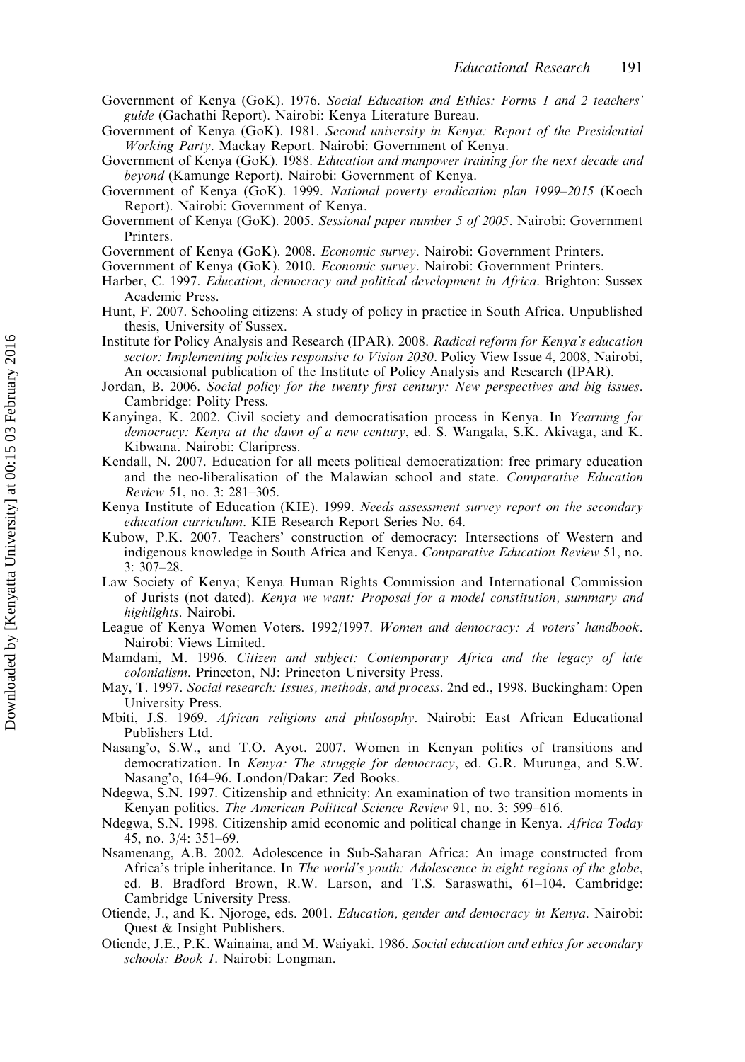Government of Kenya (GoK). 1976. *Social Education and Ethics: Forms 1 and 2 teachers' guide* (Gachathi Report). Nairobi: Kenya Literature Bureau.

Government of Kenya (GoK). 1981. *Second university in Kenya: Report of the Presidential Working Party*. Mackay Report. Nairobi: Government of Kenya.

Government of Kenya (GoK). 1988. *Education and manpower training for the next decade and beyond* (Kamunge Report). Nairobi: Government of Kenya.

Government of Kenya (GoK). 1999. *National poverty eradication plan 1999–2015* (Koech Report). Nairobi: Government of Kenya.

Government of Kenya (GoK). 2005. *Sessional paper number 5 of 2005*. Nairobi: Government Printers.

Government of Kenya (GoK). 2008. *Economic survey*. Nairobi: Government Printers.

Government of Kenya (GoK). 2010. *Economic survey*. Nairobi: Government Printers.

Harber, C. 1997. *Education, democracy and political development in Africa*. Brighton: Sussex Academic Press.

Hunt, F. 2007. Schooling citizens: A study of policy in practice in South Africa. Unpublished thesis, University of Sussex.

Institute for Policy Analysis and Research (IPAR). 2008. *Radical reform for Kenya's education sector: Implementing policies responsive to Vision 2030*. Policy View Issue 4, 2008, Nairobi, An occasional publication of the Institute of Policy Analysis and Research (IPAR).

Jordan, B. 2006. *Social policy for the twenty first century: New perspectives and big issues*. Cambridge: Polity Press.

Kanyinga, K. 2002. Civil society and democratisation process in Kenya. In *Yearning for democracy: Kenya at the dawn of a new century*, ed. S. Wangala, S.K. Akivaga, and K. Kibwana. Nairobi: Claripress.

Kendall, N. 2007. Education for all meets political democratization: free primary education and the neo-liberalisation of the Malawian school and state. *Comparative Education Review* 51, no. 3: 281–305.

Kenya Institute of Education (KIE). 1999. *Needs assessment survey report on the secondary education curriculum*. KIE Research Report Series No. 64.

Kubow, P.K. 2007. Teachers' construction of democracy: Intersections of Western and indigenous knowledge in South Africa and Kenya. *Comparative Education Review* 51, no. 3: 307–28.

Law Society of Kenya; Kenya Human Rights Commission and International Commission of Jurists (not dated). *Kenya we want: Proposal for a model constitution, summary and highlights*. Nairobi.

League of Kenya Women Voters. 1992/1997. *Women and democracy: A voters' handbook*. Nairobi: Views Limited.

Mamdani, M. 1996. *Citizen and subject: Contemporary Africa and the legacy of late colonialism*. Princeton, NJ: Princeton University Press.

May, T. 1997. *Social research: Issues, methods, and process*. 2nd ed., 1998. Buckingham: Open University Press.

Mbiti, J.S. 1969. *African religions and philosophy*. Nairobi: East African Educational Publishers Ltd.

Nasang'o, S.W., and T.O. Ayot. 2007. Women in Kenyan politics of transitions and democratization. In *Kenya: The struggle for democracy*, ed. G.R. Murunga, and S.W. Nasang'o, 164–96. London/Dakar: Zed Books.

Ndegwa, S.N. 1997. Citizenship and ethnicity: An examination of two transition moments in Kenyan politics. *The American Political Science Review* 91, no. 3: 599–616.

Ndegwa, S.N. 1998. Citizenship amid economic and political change in Kenya. *Africa Today* 45, no. 3/4: 351–69.

Nsamenang, A.B. 2002. Adolescence in Sub-Saharan Africa: An image constructed from Africa's triple inheritance. In *The world's youth: Adolescence in eight regions of the globe*, ed. B. Bradford Brown, R.W. Larson, and T.S. Saraswathi, 61–104. Cambridge: Cambridge University Press.

Otiende, J., and K. Njoroge, eds. 2001. *Education, gender and democracy in Kenya*. Nairobi: Quest & Insight Publishers.

Otiende, J.E., P.K. Wainaina, and M. Waiyaki. 1986. *Social education and ethics for secondary schools: Book 1*. Nairobi: Longman.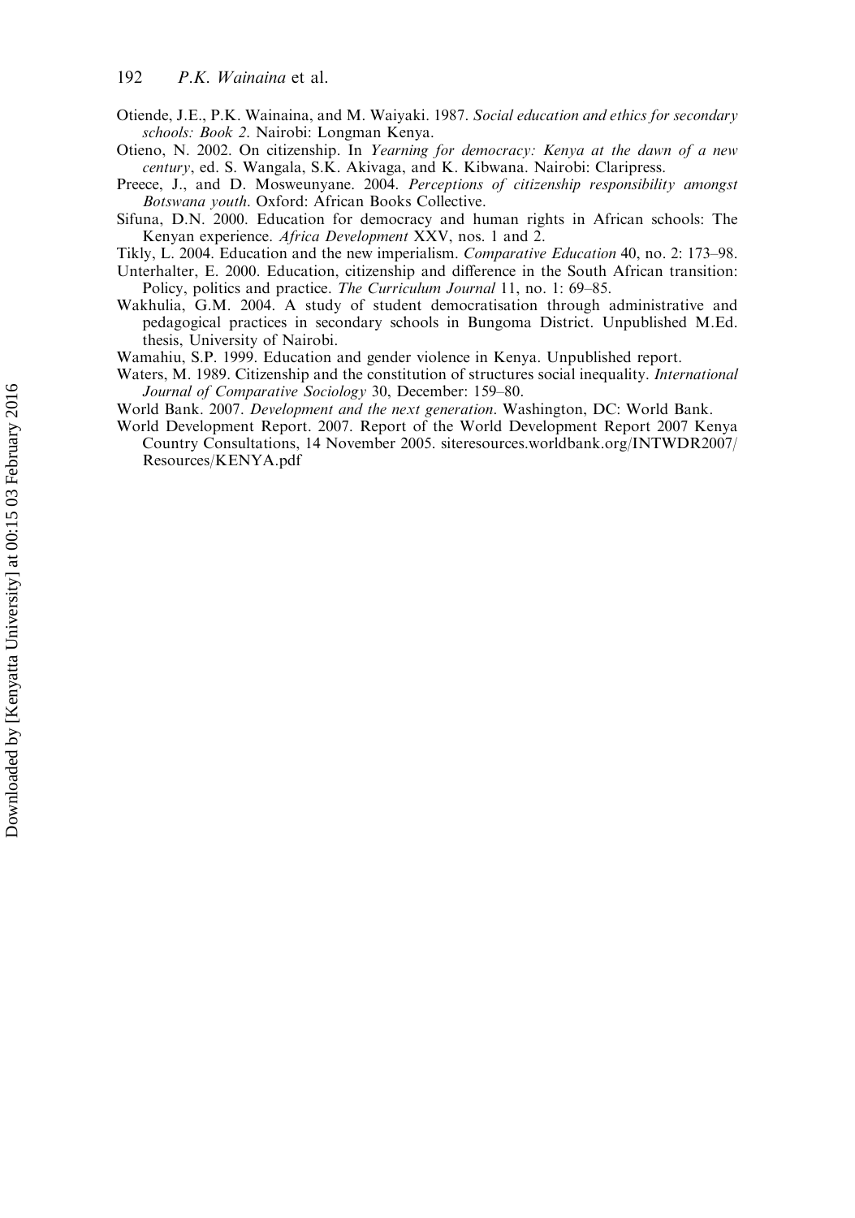Otiende, J.E., P.K. Wainaina, and M. Waiyaki. 1987. *Social education and ethics for secondary schools: Book 2*. Nairobi: Longman Kenya.

Otieno, N. 2002. On citizenship. In *Yearning for democracy: Kenya at the dawn of a new century*, ed. S. Wangala, S.K. Akivaga, and K. Kibwana. Nairobi: Claripress.

Preece, J., and D. Mosweunyane. 2004. *Perceptions of citizenship responsibility amongst Botswana youth*. Oxford: African Books Collective.

Sifuna, D.N. 2000. Education for democracy and human rights in African schools: The Kenyan experience. *Africa Development* XXV, nos. 1 and 2.

Tikly, L. 2004. Education and the new imperialism. *Comparative Education* 40, no. 2: 173–98.

Unterhalter, E. 2000. Education, citizenship and difference in the South African transition: Policy, politics and practice. *The Curriculum Journal* 11, no. 1: 69–85.

Wakhulia, G.M. 2004. A study of student democratisation through administrative and pedagogical practices in secondary schools in Bungoma District. Unpublished M.Ed. thesis, University of Nairobi.

Wamahiu, S.P. 1999. Education and gender violence in Kenya. Unpublished report.

Waters, M. 1989. Citizenship and the constitution of structures social inequality. *International Journal of Comparative Sociology* 30, December: 159–80.

World Bank. 2007. *Development and the next generation*. Washington, DC: World Bank.

World Development Report. 2007. Report of the World Development Report 2007 Kenya Country Consultations, 14 November 2005. siteresources.worldbank.org/INTWDR2007/Resources/KENYA.pdf